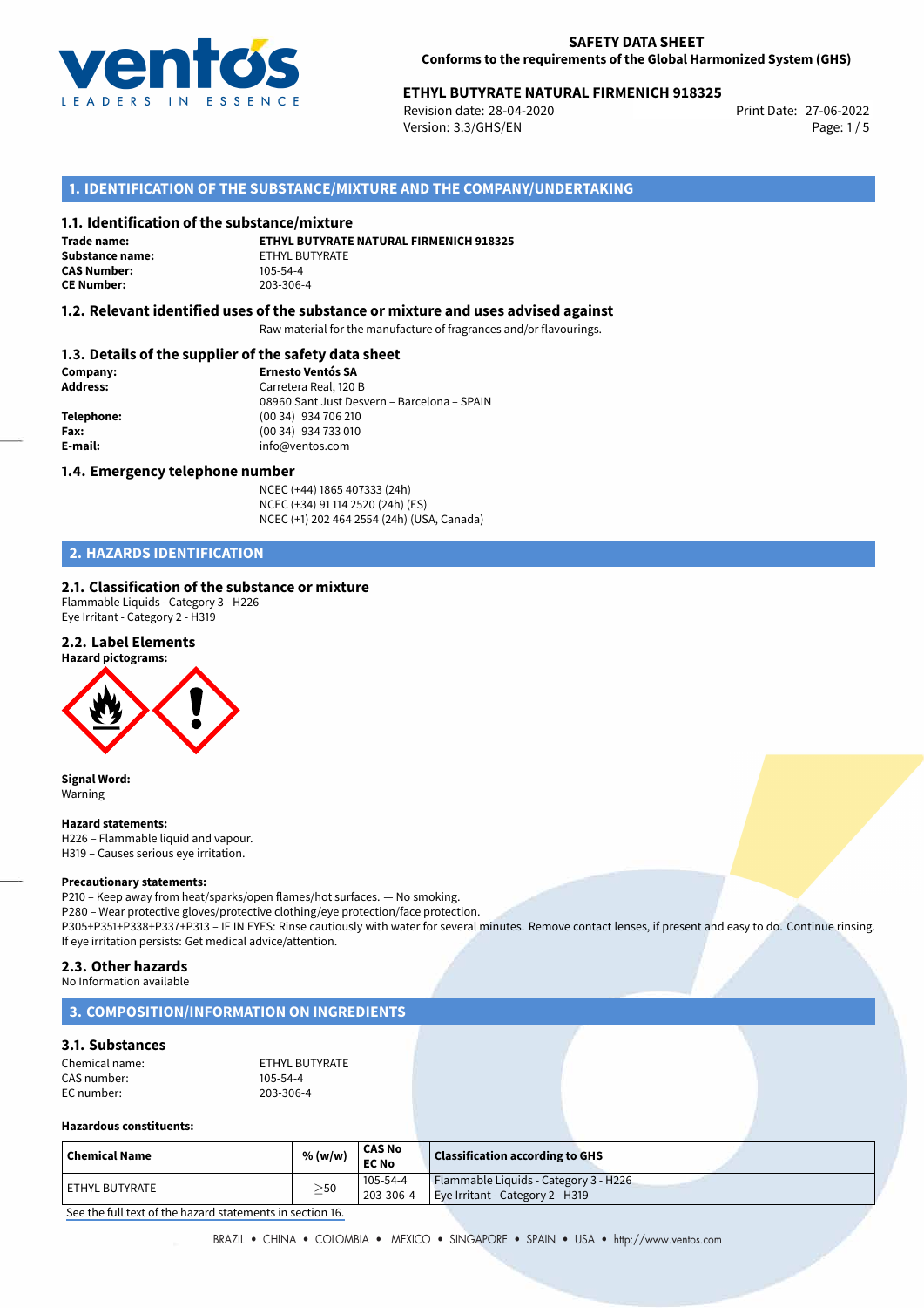**SAFETY DATA SHEET**
**Conforms to the requirements of the Global Harmonized System (GHS)**

**ETHYL BUTYRATE NATURAL FIRMENICH 918325**
Revision date: 28-04-2020
Version: 3.3/GHS/EN
Print Date: 27-06-2022

## 1. IDENTIFICATION OF THE SUBSTANCE/MIXTURE AND THE COMPANY/UNDERTAKING

### 1.1. Identification of the substance/mixture

**Trade name:** **ETHYL BUTYRATE NATURAL FIRMENICH 918325**
**Substance name:** ETHYL BUTYRATE
**CAS Number:** 105-54-4
**CE Number:** 203-306-4

### 1.2. Relevant identified uses of the substance or mixture and uses advised against

Raw material for the manufacture of fragrances and/or flavourings.

### 1.3. Details of the supplier of the safety data sheet

**Company:** **Ernesto Ventós SA**
**Address:** Carretera Real, 120 B
08960 Sant Just Desvern – Barcelona – SPAIN
**Telephone:** (00 34) 934 706 210
**Fax:** (00 34) 934 733 010
**E-mail:** info@ventos.com

### 1.4. Emergency telephone number

NCEC (+44) 1865 407333 (24h)
NCEC (+34) 91 114 2520 (24h) (ES)
NCEC (+1) 202 464 2554 (24h) (USA, Canada)

## 2. HAZARDS IDENTIFICATION

### 2.1. Classification of the substance or mixture

Flammable Liquids - Category 3 - H226
Eye Irritant - Category 2 - H319

### 2.2. Label Elements

**Hazard pictograms:**

**Signal Word:**
Warning

**Hazard statements:**
H226 – Flammable liquid and vapour.
H319 – Causes serious eye irritation.

**Precautionary statements:**
P210 – Keep away from heat/sparks/open flames/hot surfaces. — No smoking.
P280 – Wear protective gloves/protective clothing/eye protection/face protection.
P305+P351+P338+P337+P313 – IF IN EYES: Rinse cautiously with water for several minutes. Remove contact lenses, if present and easy to do. Continue rinsing. If eye irritation persists: Get medical advice/attention.

### 2.3. Other hazards

No Information available

## 3. COMPOSITION/INFORMATION ON INGREDIENTS

### 3.1. Substances

Chemical name: ETHYL BUTYRATE
CAS number: 105-54-4
EC number: 203-306-4

**Hazardous constituents:**

| Chemical Name | % (w/w) | CAS No EC No | Classification according to GHS |
|---|---|---|---|
| ETHYL BUTYRATE | ≥50 | 105-54-4 203-306-4 | Flammable Liquids - Category 3 - H226 Eye Irritant - Category 2 - H319 |

See the full text of the hazard statements in section 16.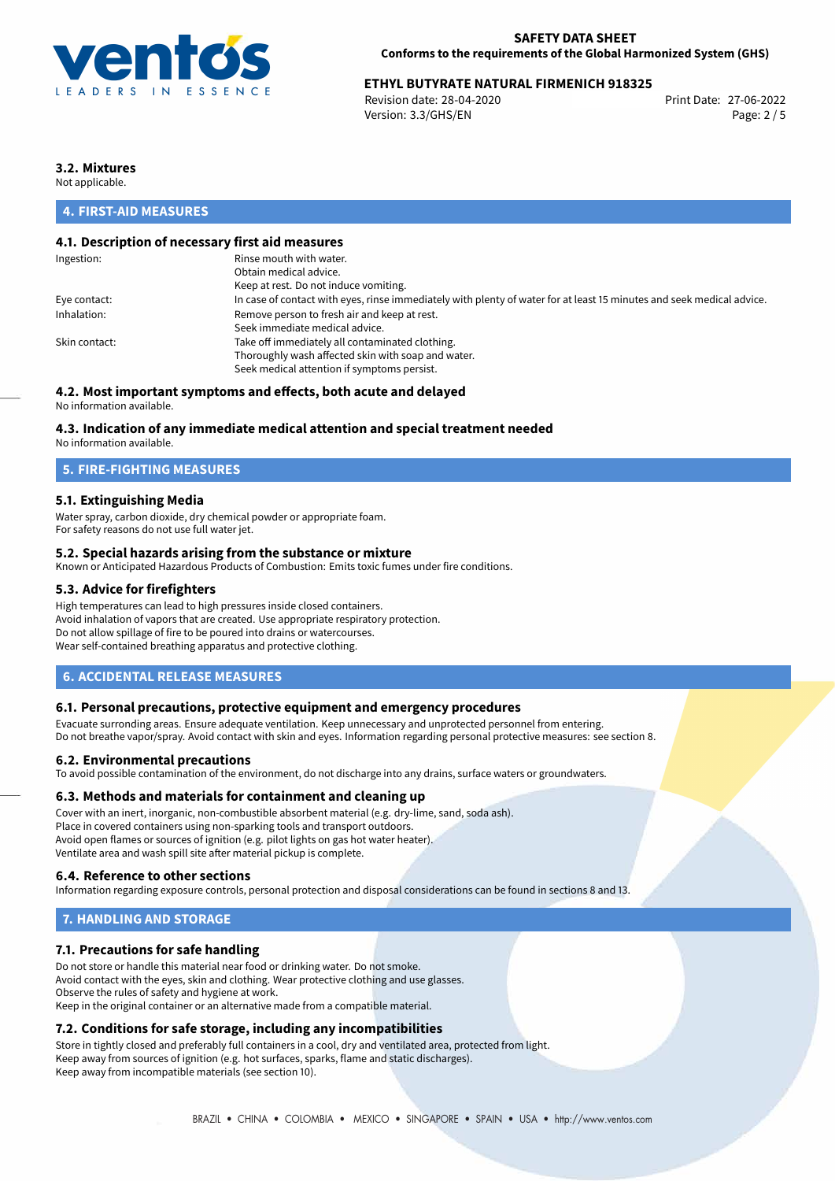### 3.2. Mixtures

Not applicable.

## 4. FIRST-AID MEASURES

### 4.1. Description of necessary first aid measures

| | |
|---|---|
| Ingestion: | Rinse mouth with water.<br>Obtain medical advice.<br>Keep at rest. Do not induce vomiting. |
| Eye contact: | In case of contact with eyes, rinse immediately with plenty of water for at least 15 minutes and seek medical advice. |
| Inhalation: | Remove person to fresh air and keep at rest.<br>Seek immediate medical advice. |
| Skin contact: | Take off immediately all contaminated clothing.<br>Thoroughly wash affected skin with soap and water.<br>Seek medical attention if symptoms persist. |

### 4.2. Most important symptoms and effects, both acute and delayed

No information available.

### 4.3. Indication of any immediate medical attention and special treatment needed

No information available.

## 5. FIRE-FIGHTING MEASURES

### 5.1. Extinguishing Media

Water spray, carbon dioxide, dry chemical powder or appropriate foam.
For safety reasons do not use full water jet.

### 5.2. Special hazards arising from the substance or mixture

Known or Anticipated Hazardous Products of Combustion: Emits toxic fumes under fire conditions.

### 5.3. Advice for firefighters

High temperatures can lead to high pressures inside closed containers.
Avoid inhalation of vapors that are created. Use appropriate respiratory protection.
Do not allow spillage of fire to be poured into drains or watercourses.
Wear self-contained breathing apparatus and protective clothing.

## 6. ACCIDENTAL RELEASE MEASURES

### 6.1. Personal precautions, protective equipment and emergency procedures

Evacuate surronding areas. Ensure adequate ventilation. Keep unnecessary and unprotected personnel from entering.
Do not breathe vapor/spray. Avoid contact with skin and eyes. Information regarding personal protective measures: see section 8.

### 6.2. Environmental precautions

To avoid possible contamination of the environment, do not discharge into any drains, surface waters or groundwaters.

### 6.3. Methods and materials for containment and cleaning up

Cover with an inert, inorganic, non-combustible absorbent material (e.g. dry-lime, sand, soda ash).
Place in covered containers using non-sparking tools and transport outdoors.
Avoid open flames or sources of ignition (e.g. pilot lights on gas hot water heater).
Ventilate area and wash spill site after material pickup is complete.

### 6.4. Reference to other sections

Information regarding exposure controls, personal protection and disposal considerations can be found in sections 8 and 13.

## 7. HANDLING AND STORAGE

### 7.1. Precautions for safe handling

Do not store or handle this material near food or drinking water. Do not smoke.
Avoid contact with the eyes, skin and clothing. Wear protective clothing and use glasses.
Observe the rules of safety and hygiene at work.
Keep in the original container or an alternative made from a compatible material.

### 7.2. Conditions for safe storage, including any incompatibilities

Store in tightly closed and preferably full containers in a cool, dry and ventilated area, protected from light.
Keep away from sources of ignition (e.g. hot surfaces, sparks, flame and static discharges).
Keep away from incompatible materials (see section 10).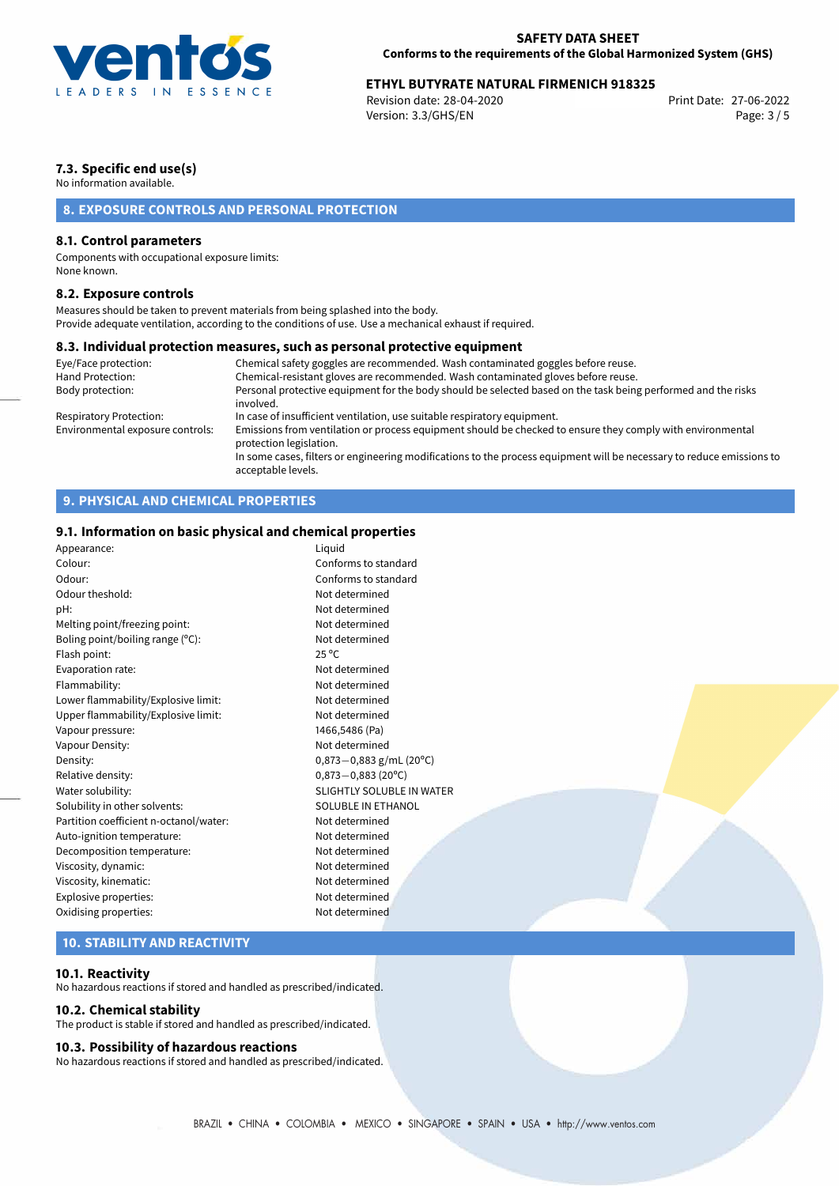### 7.3. Specific end use(s)

No information available.

## 8. EXPOSURE CONTROLS AND PERSONAL PROTECTION

### 8.1. Control parameters

Components with occupational exposure limits:
None known.

### 8.2. Exposure controls

Measures should be taken to prevent materials from being splashed into the body.
Provide adequate ventilation, according to the conditions of use. Use a mechanical exhaust if required.

### 8.3. Individual protection measures, such as personal protective equipment

| | |
|---|---|
| Eye/Face protection: | Chemical safety goggles are recommended. Wash contaminated goggles before reuse. |
| Hand Protection: | Chemical-resistant gloves are recommended. Wash contaminated gloves before reuse. |
| Body protection: | Personal protective equipment for the body should be selected based on the task being performed and the risks involved. |
| Respiratory Protection: | In case of insufficient ventilation, use suitable respiratory equipment. |
| Environmental exposure controls: | Emissions from ventilation or process equipment should be checked to ensure they comply with environmental protection legislation. In some cases, filters or engineering modifications to the process equipment will be necessary to reduce emissions to acceptable levels. |

## 9. PHYSICAL AND CHEMICAL PROPERTIES

### 9.1. Information on basic physical and chemical properties

| | |
|---|---|
| Appearance: | Liquid |
| Colour: | Conforms to standard |
| Odour: | Conforms to standard |
| Odour theshold: | Not determined |
| pH: | Not determined |
| Melting point/freezing point: | Not determined |
| Boling point/boiling range (°C): | Not determined |
| Flash point: | 25 °C |
| Evaporation rate: | Not determined |
| Flammability: | Not determined |
| Lower flammability/Explosive limit: | Not determined |
| Upper flammability/Explosive limit: | Not determined |
| Vapour pressure: | 1466,5486 (Pa) |
| Vapour Density: | Not determined |
| Density: | 0,873−0,883 g/mL (20°C) |
| Relative density: | 0,873−0,883 (20°C) |
| Water solubility: | SLIGHTLY SOLUBLE IN WATER |
| Solubility in other solvents: | SOLUBLE IN ETHANOL |
| Partition coefficient n-octanol/water: | Not determined |
| Auto-ignition temperature: | Not determined |
| Decomposition temperature: | Not determined |
| Viscosity, dynamic: | Not determined |
| Viscosity, kinematic: | Not determined |
| Explosive properties: | Not determined |
| Oxidising properties: | Not determined |

## 10. STABILITY AND REACTIVITY

### 10.1. Reactivity

No hazardous reactions if stored and handled as prescribed/indicated.

### 10.2. Chemical stability

The product is stable if stored and handled as prescribed/indicated.

### 10.3. Possibility of hazardous reactions

No hazardous reactions if stored and handled as prescribed/indicated.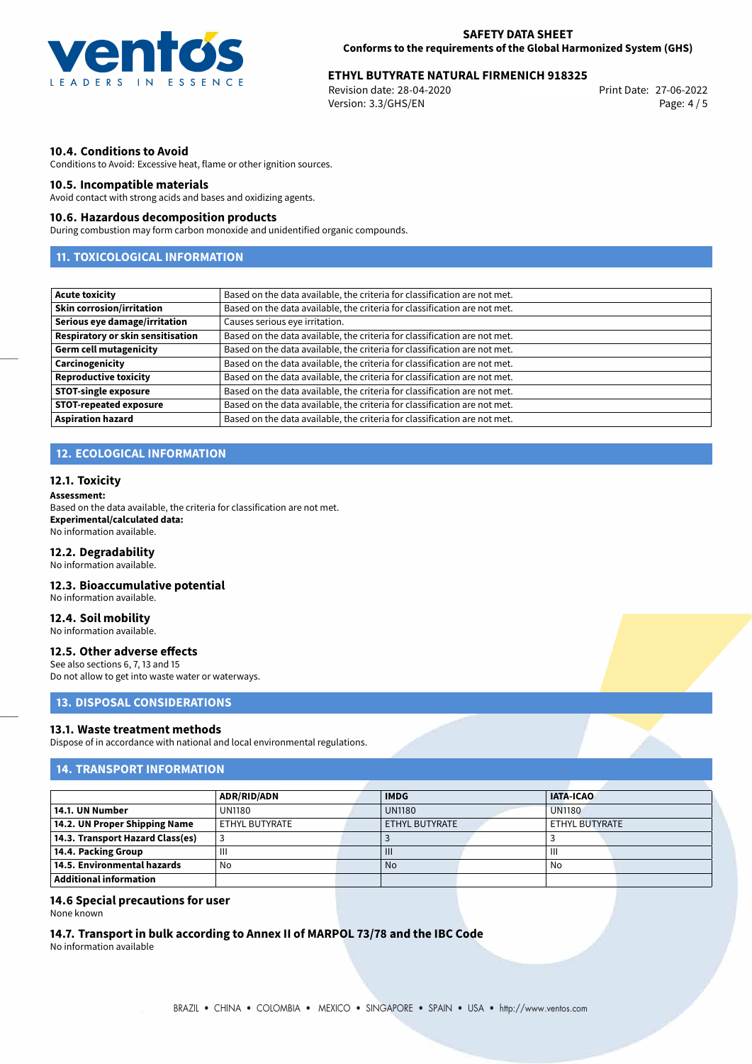### 10.4. Conditions to Avoid

Conditions to Avoid: Excessive heat, flame or other ignition sources.

### 10.5. Incompatible materials

Avoid contact with strong acids and bases and oxidizing agents.

### 10.6. Hazardous decomposition products

During combustion may form carbon monoxide and unidentified organic compounds.

## 11. TOXICOLOGICAL INFORMATION

| | |
|---|---|
| **Acute toxicity** | Based on the data available, the criteria for classification are not met. |
| **Skin corrosion/irritation** | Based on the data available, the criteria for classification are not met. |
| **Serious eye damage/irritation** | Causes serious eye irritation. |
| **Respiratory or skin sensitisation** | Based on the data available, the criteria for classification are not met. |
| **Germ cell mutagenicity** | Based on the data available, the criteria for classification are not met. |
| **Carcinogenicity** | Based on the data available, the criteria for classification are not met. |
| **Reproductive toxicity** | Based on the data available, the criteria for classification are not met. |
| **STOT-single exposure** | Based on the data available, the criteria for classification are not met. |
| **STOT-repeated exposure** | Based on the data available, the criteria for classification are not met. |
| **Aspiration hazard** | Based on the data available, the criteria for classification are not met. |

## 12. ECOLOGICAL INFORMATION

### 12.1. Toxicity

**Assessment:**
Based on the data available, the criteria for classification are not met.
**Experimental/calculated data:**
No information available.

### 12.2. Degradability

No information available.

### 12.3. Bioaccumulative potential

No information available.

### 12.4. Soil mobility

No information available.

### 12.5. Other adverse effects

See also sections 6, 7, 13 and 15
Do not allow to get into waste water or waterways.

## 13. DISPOSAL CONSIDERATIONS

### 13.1. Waste treatment methods

Dispose of in accordance with national and local environmental regulations.

## 14. TRANSPORT INFORMATION

| | ADR/RID/ADN | IMDG | IATA-ICAO |
|---|---|---|---|
| **14.1. UN Number** | UN1180 | UN1180 | UN1180 |
| **14.2. UN Proper Shipping Name** | ETHYL BUTYRATE | ETHYL BUTYRATE | ETHYL BUTYRATE |
| **14.3. Transport Hazard Class(es)** | 3 | 3 | 3 |
| **14.4. Packing Group** | III | III | III |
| **14.5. Environmental hazards** | No | No | No |
| **Additional information** | | | |

### 14.6 Special precautions for user

None known

### 14.7. Transport in bulk according to Annex II of MARPOL 73/78 and the IBC Code

No information available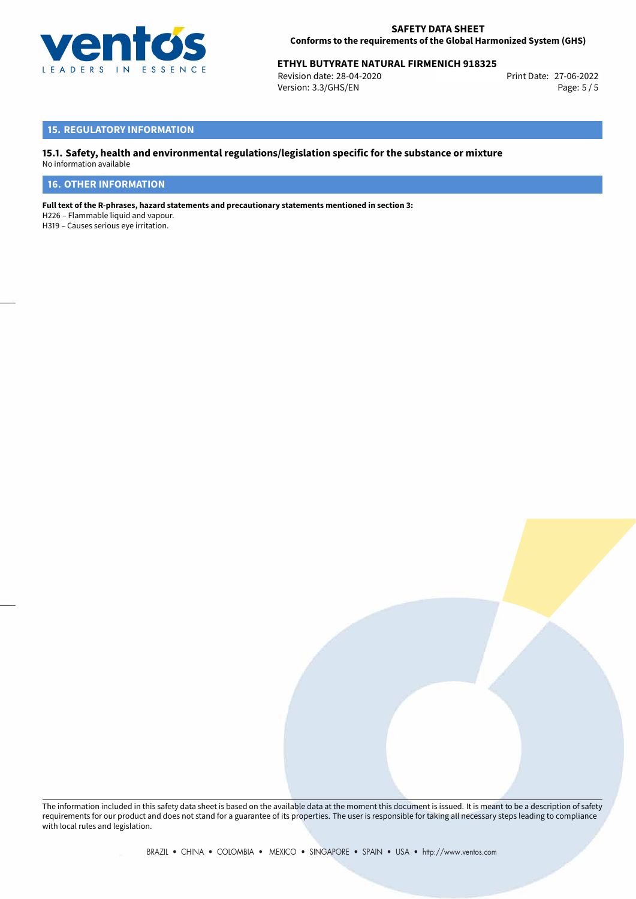## 15. REGULATORY INFORMATION

### 15.1. Safety, health and environmental regulations/legislation specific for the substance or mixture

No information available

## 16. OTHER INFORMATION

**Full text of the R-phrases, hazard statements and precautionary statements mentioned in section 3:**

H226 – Flammable liquid and vapour.
H319 – Causes serious eye irritation.

The information included in this safety data sheet is based on the available data at the moment this document is issued. It is meant to be a description of safety requirements for our product and does not stand for a guarantee of its properties. The user is responsible for taking all necessary steps leading to compliance with local rules and legislation.